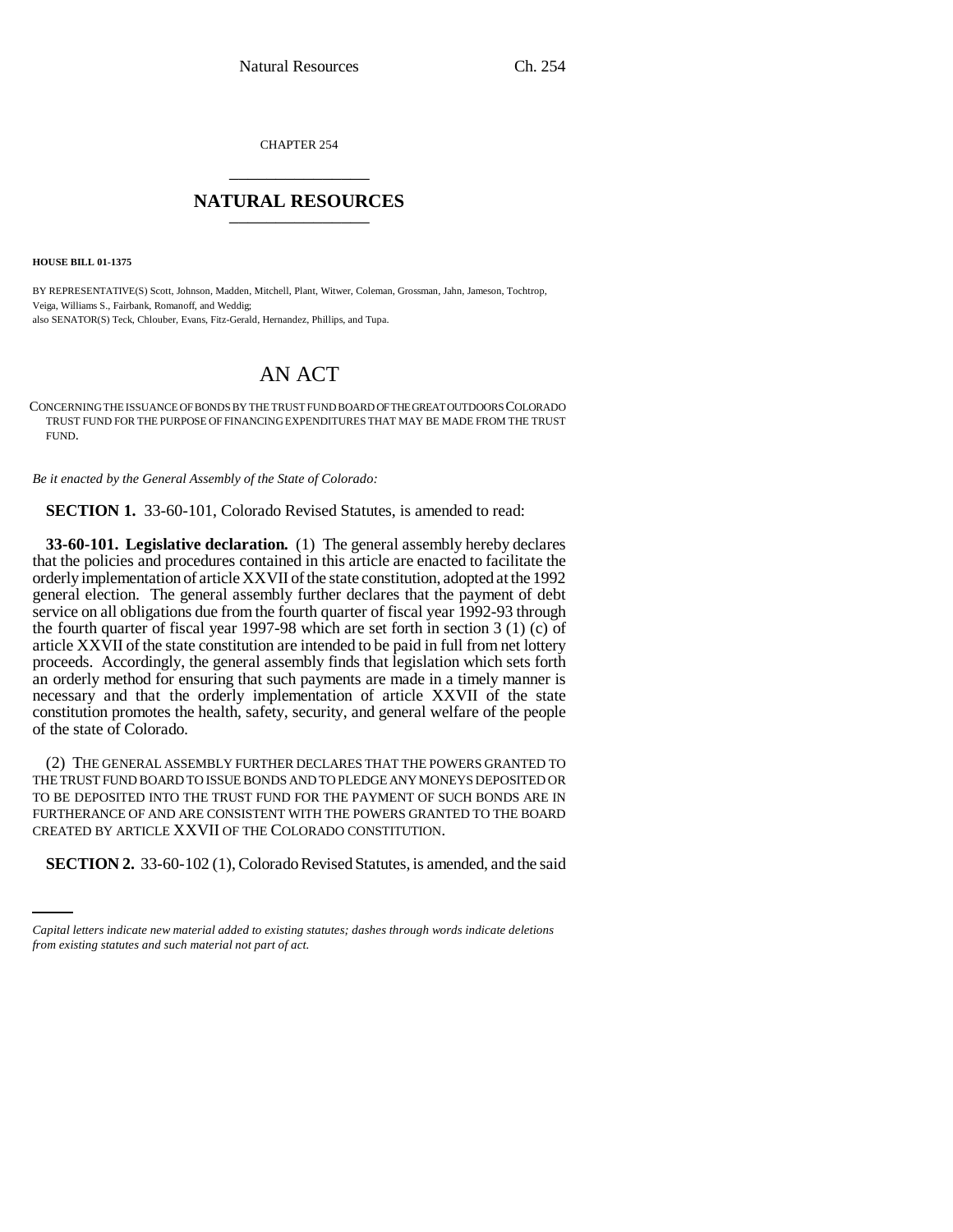CHAPTER 254

## NATURAL RESOURCES

**HOUSE BILL 01-1375**

BY REPRESENTATIVE(S) Scott, Johnson, Madden, Mitchell, Plant, Witwer, Coleman, Grossman, Jahn, Jameson, Tochtrop, Veiga, Williams S., Fairbank, Romanoff, and Weddig;
also SENATOR(S) Teck, Chlouber, Evans, Fitz-Gerald, Hernandez, Phillips, and Tupa.

# AN ACT

CONCERNING THE ISSUANCE OF BONDS BY THE TRUST FUND BOARD OF THE GREAT OUTDOORS COLORADO TRUST FUND FOR THE PURPOSE OF FINANCING EXPENDITURES THAT MAY BE MADE FROM THE TRUST FUND.

*Be it enacted by the General Assembly of the State of Colorado:*

**SECTION 1.** 33-60-101, Colorado Revised Statutes, is amended to read:

**33-60-101. Legislative declaration.** (1) The general assembly hereby declares that the policies and procedures contained in this article are enacted to facilitate the orderly implementation of article XXVII of the state constitution, adopted at the 1992 general election. The general assembly further declares that the payment of debt service on all obligations due from the fourth quarter of fiscal year 1992-93 through the fourth quarter of fiscal year 1997-98 which are set forth in section 3 (1) (c) of article XXVII of the state constitution are intended to be paid in full from net lottery proceeds. Accordingly, the general assembly finds that legislation which sets forth an orderly method for ensuring that such payments are made in a timely manner is necessary and that the orderly implementation of article XXVII of the state constitution promotes the health, safety, security, and general welfare of the people of the state of Colorado.

(2) THE GENERAL ASSEMBLY FURTHER DECLARES THAT THE POWERS GRANTED TO THE TRUST FUND BOARD TO ISSUE BONDS AND TO PLEDGE ANY MONEYS DEPOSITED OR TO BE DEPOSITED INTO THE TRUST FUND FOR THE PAYMENT OF SUCH BONDS ARE IN FURTHERANCE OF AND ARE CONSISTENT WITH THE POWERS GRANTED TO THE BOARD CREATED BY ARTICLE XXVII OF THE COLORADO CONSTITUTION.

**SECTION 2.** 33-60-102 (1), Colorado Revised Statutes, is amended, and the said

*Capital letters indicate new material added to existing statutes; dashes through words indicate deletions from existing statutes and such material not part of act.*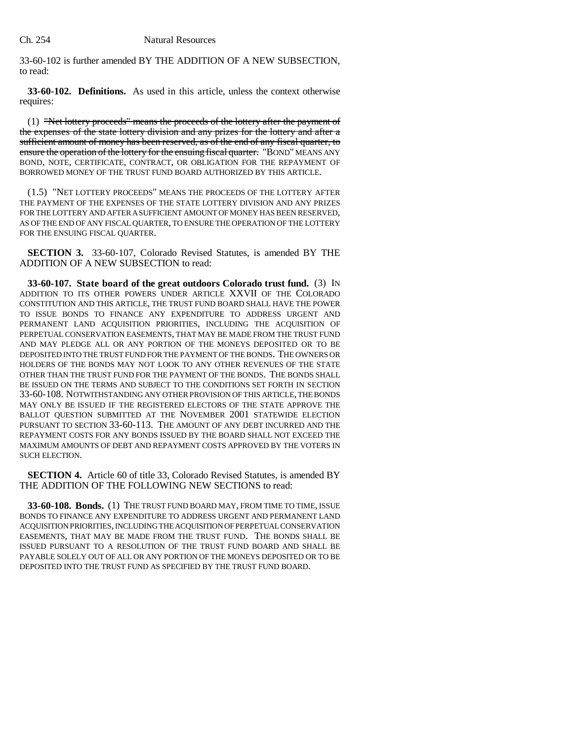33-60-102 is further amended BY THE ADDITION OF A NEW SUBSECTION, to read:

**33-60-102. Definitions.** As used in this article, unless the context otherwise requires:

(1) ~~"Net lottery proceeds" means the proceeds of the lottery after the payment of the expenses of the state lottery division and any prizes for the lottery and after a sufficient amount of money has been reserved, as of the end of any fiscal quarter, to ensure the operation of the lottery for the ensuing fiscal quarter.~~ "BOND" MEANS ANY BOND, NOTE, CERTIFICATE, CONTRACT, OR OBLIGATION FOR THE REPAYMENT OF BORROWED MONEY OF THE TRUST FUND BOARD AUTHORIZED BY THIS ARTICLE.

(1.5) "NET LOTTERY PROCEEDS" MEANS THE PROCEEDS OF THE LOTTERY AFTER THE PAYMENT OF THE EXPENSES OF THE STATE LOTTERY DIVISION AND ANY PRIZES FOR THE LOTTERY AND AFTER A SUFFICIENT AMOUNT OF MONEY HAS BEEN RESERVED, AS OF THE END OF ANY FISCAL QUARTER, TO ENSURE THE OPERATION OF THE LOTTERY FOR THE ENSUING FISCAL QUARTER.

**SECTION 3.** 33-60-107, Colorado Revised Statutes, is amended BY THE ADDITION OF A NEW SUBSECTION to read:

**33-60-107. State board of the great outdoors Colorado trust fund.** (3) IN ADDITION TO ITS OTHER POWERS UNDER ARTICLE XXVII OF THE COLORADO CONSTITUTION AND THIS ARTICLE, THE TRUST FUND BOARD SHALL HAVE THE POWER TO ISSUE BONDS TO FINANCE ANY EXPENDITURE TO ADDRESS URGENT AND PERMANENT LAND ACQUISITION PRIORITIES, INCLUDING THE ACQUISITION OF PERPETUAL CONSERVATION EASEMENTS, THAT MAY BE MADE FROM THE TRUST FUND AND MAY PLEDGE ALL OR ANY PORTION OF THE MONEYS DEPOSITED OR TO BE DEPOSITED INTO THE TRUST FUND FOR THE PAYMENT OF THE BONDS. THE OWNERS OR HOLDERS OF THE BONDS MAY NOT LOOK TO ANY OTHER REVENUES OF THE STATE OTHER THAN THE TRUST FUND FOR THE PAYMENT OF THE BONDS. THE BONDS SHALL BE ISSUED ON THE TERMS AND SUBJECT TO THE CONDITIONS SET FORTH IN SECTION 33-60-108. NOTWITHSTANDING ANY OTHER PROVISION OF THIS ARTICLE, THE BONDS MAY ONLY BE ISSUED IF THE REGISTERED ELECTORS OF THE STATE APPROVE THE BALLOT QUESTION SUBMITTED AT THE NOVEMBER 2001 STATEWIDE ELECTION PURSUANT TO SECTION 33-60-113. THE AMOUNT OF ANY DEBT INCURRED AND THE REPAYMENT COSTS FOR ANY BONDS ISSUED BY THE BOARD SHALL NOT EXCEED THE MAXIMUM AMOUNTS OF DEBT AND REPAYMENT COSTS APPROVED BY THE VOTERS IN SUCH ELECTION.

**SECTION 4.** Article 60 of title 33, Colorado Revised Statutes, is amended BY THE ADDITION OF THE FOLLOWING NEW SECTIONS to read:

**33-60-108. Bonds.** (1) THE TRUST FUND BOARD MAY, FROM TIME TO TIME, ISSUE BONDS TO FINANCE ANY EXPENDITURE TO ADDRESS URGENT AND PERMANENT LAND ACQUISITION PRIORITIES, INCLUDING THE ACQUISITION OF PERPETUAL CONSERVATION EASEMENTS, THAT MAY BE MADE FROM THE TRUST FUND. THE BONDS SHALL BE ISSUED PURSUANT TO A RESOLUTION OF THE TRUST FUND BOARD AND SHALL BE PAYABLE SOLELY OUT OF ALL OR ANY PORTION OF THE MONEYS DEPOSITED OR TO BE DEPOSITED INTO THE TRUST FUND AS SPECIFIED BY THE TRUST FUND BOARD.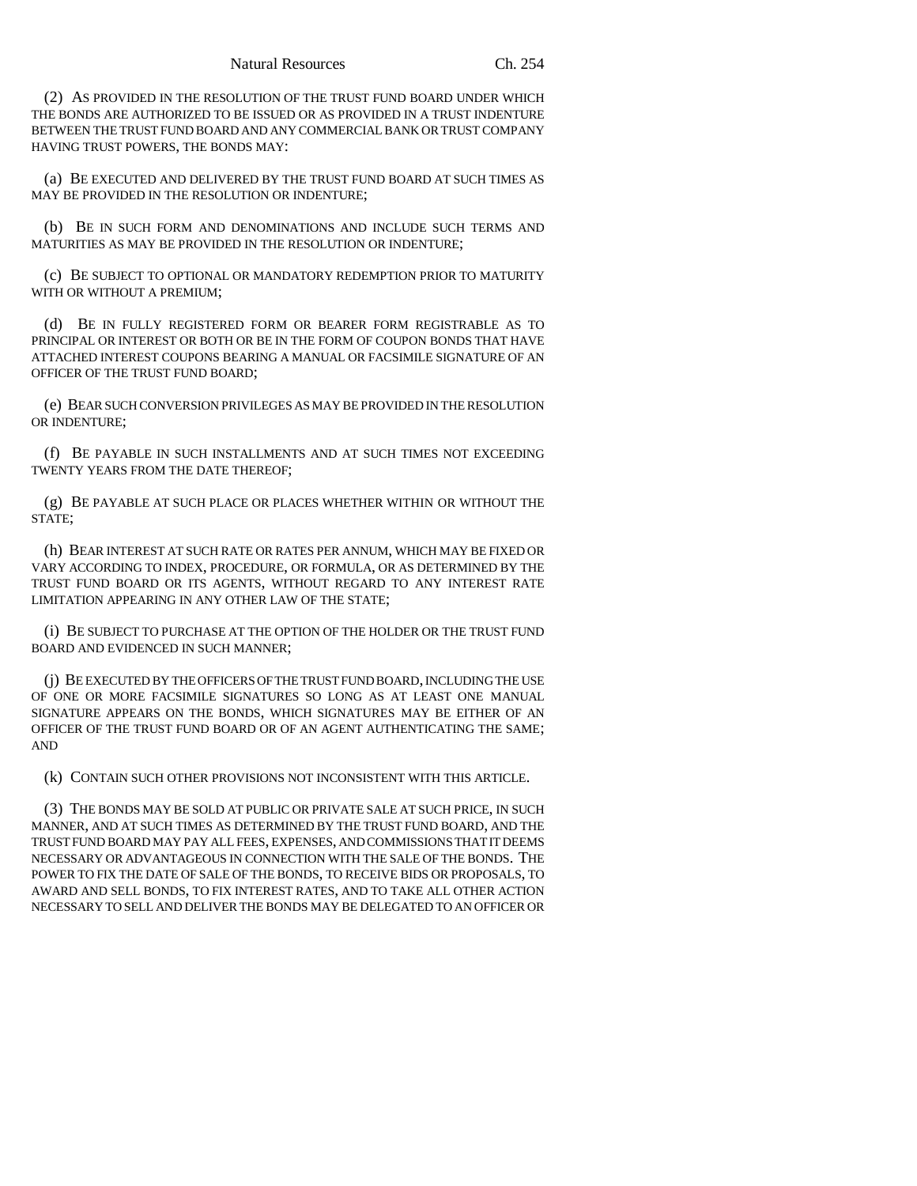(2) AS PROVIDED IN THE RESOLUTION OF THE TRUST FUND BOARD UNDER WHICH THE BONDS ARE AUTHORIZED TO BE ISSUED OR AS PROVIDED IN A TRUST INDENTURE BETWEEN THE TRUST FUND BOARD AND ANY COMMERCIAL BANK OR TRUST COMPANY HAVING TRUST POWERS, THE BONDS MAY:

(a) BE EXECUTED AND DELIVERED BY THE TRUST FUND BOARD AT SUCH TIMES AS MAY BE PROVIDED IN THE RESOLUTION OR INDENTURE;

(b) BE IN SUCH FORM AND DENOMINATIONS AND INCLUDE SUCH TERMS AND MATURITIES AS MAY BE PROVIDED IN THE RESOLUTION OR INDENTURE;

(c) BE SUBJECT TO OPTIONAL OR MANDATORY REDEMPTION PRIOR TO MATURITY WITH OR WITHOUT A PREMIUM;

(d) BE IN FULLY REGISTERED FORM OR BEARER FORM REGISTRABLE AS TO PRINCIPAL OR INTEREST OR BOTH OR BE IN THE FORM OF COUPON BONDS THAT HAVE ATTACHED INTEREST COUPONS BEARING A MANUAL OR FACSIMILE SIGNATURE OF AN OFFICER OF THE TRUST FUND BOARD;

(e) BEAR SUCH CONVERSION PRIVILEGES AS MAY BE PROVIDED IN THE RESOLUTION OR INDENTURE;

(f) BE PAYABLE IN SUCH INSTALLMENTS AND AT SUCH TIMES NOT EXCEEDING TWENTY YEARS FROM THE DATE THEREOF;

(g) BE PAYABLE AT SUCH PLACE OR PLACES WHETHER WITHIN OR WITHOUT THE STATE;

(h) BEAR INTEREST AT SUCH RATE OR RATES PER ANNUM, WHICH MAY BE FIXED OR VARY ACCORDING TO INDEX, PROCEDURE, OR FORMULA, OR AS DETERMINED BY THE TRUST FUND BOARD OR ITS AGENTS, WITHOUT REGARD TO ANY INTEREST RATE LIMITATION APPEARING IN ANY OTHER LAW OF THE STATE;

(i) BE SUBJECT TO PURCHASE AT THE OPTION OF THE HOLDER OR THE TRUST FUND BOARD AND EVIDENCED IN SUCH MANNER;

(j) BE EXECUTED BY THE OFFICERS OF THE TRUST FUND BOARD, INCLUDING THE USE OF ONE OR MORE FACSIMILE SIGNATURES SO LONG AS AT LEAST ONE MANUAL SIGNATURE APPEARS ON THE BONDS, WHICH SIGNATURES MAY BE EITHER OF AN OFFICER OF THE TRUST FUND BOARD OR OF AN AGENT AUTHENTICATING THE SAME; AND

(k) CONTAIN SUCH OTHER PROVISIONS NOT INCONSISTENT WITH THIS ARTICLE.

(3) THE BONDS MAY BE SOLD AT PUBLIC OR PRIVATE SALE AT SUCH PRICE, IN SUCH MANNER, AND AT SUCH TIMES AS DETERMINED BY THE TRUST FUND BOARD, AND THE TRUST FUND BOARD MAY PAY ALL FEES, EXPENSES, AND COMMISSIONS THAT IT DEEMS NECESSARY OR ADVANTAGEOUS IN CONNECTION WITH THE SALE OF THE BONDS. THE POWER TO FIX THE DATE OF SALE OF THE BONDS, TO RECEIVE BIDS OR PROPOSALS, TO AWARD AND SELL BONDS, TO FIX INTEREST RATES, AND TO TAKE ALL OTHER ACTION NECESSARY TO SELL AND DELIVER THE BONDS MAY BE DELEGATED TO AN OFFICER OR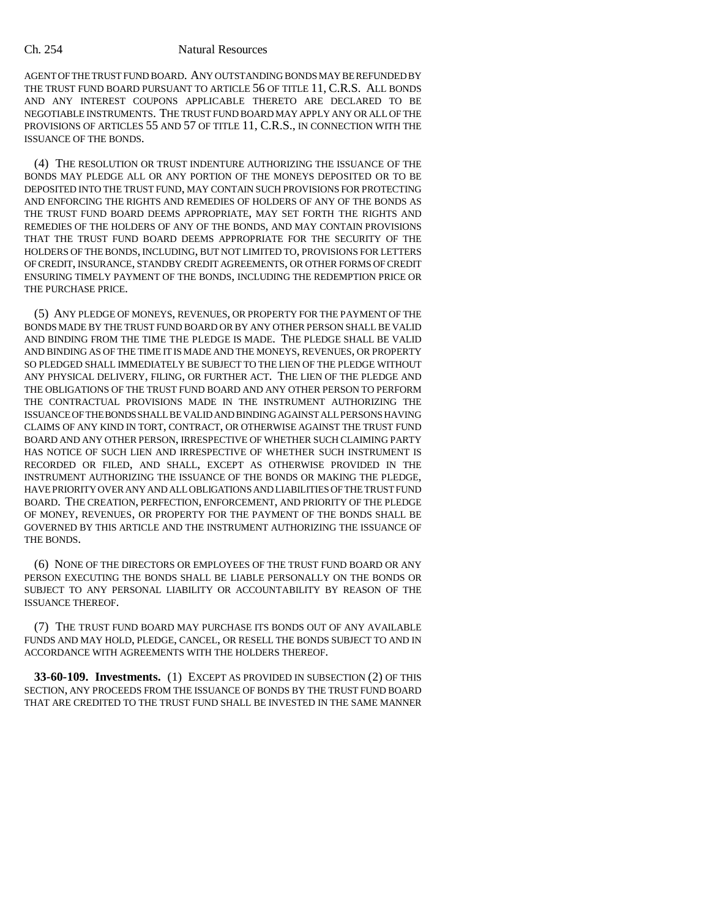AGENT OF THE TRUST FUND BOARD. ANY OUTSTANDING BONDS MAY BE REFUNDED BY THE TRUST FUND BOARD PURSUANT TO ARTICLE 56 OF TITLE 11, C.R.S. ALL BONDS AND ANY INTEREST COUPONS APPLICABLE THERETO ARE DECLARED TO BE NEGOTIABLE INSTRUMENTS. THE TRUST FUND BOARD MAY APPLY ANY OR ALL OF THE PROVISIONS OF ARTICLES 55 AND 57 OF TITLE 11, C.R.S., IN CONNECTION WITH THE ISSUANCE OF THE BONDS.

(4) THE RESOLUTION OR TRUST INDENTURE AUTHORIZING THE ISSUANCE OF THE BONDS MAY PLEDGE ALL OR ANY PORTION OF THE MONEYS DEPOSITED OR TO BE DEPOSITED INTO THE TRUST FUND, MAY CONTAIN SUCH PROVISIONS FOR PROTECTING AND ENFORCING THE RIGHTS AND REMEDIES OF HOLDERS OF ANY OF THE BONDS AS THE TRUST FUND BOARD DEEMS APPROPRIATE, MAY SET FORTH THE RIGHTS AND REMEDIES OF THE HOLDERS OF ANY OF THE BONDS, AND MAY CONTAIN PROVISIONS THAT THE TRUST FUND BOARD DEEMS APPROPRIATE FOR THE SECURITY OF THE HOLDERS OF THE BONDS, INCLUDING, BUT NOT LIMITED TO, PROVISIONS FOR LETTERS OF CREDIT, INSURANCE, STANDBY CREDIT AGREEMENTS, OR OTHER FORMS OF CREDIT ENSURING TIMELY PAYMENT OF THE BONDS, INCLUDING THE REDEMPTION PRICE OR THE PURCHASE PRICE.

(5) ANY PLEDGE OF MONEYS, REVENUES, OR PROPERTY FOR THE PAYMENT OF THE BONDS MADE BY THE TRUST FUND BOARD OR BY ANY OTHER PERSON SHALL BE VALID AND BINDING FROM THE TIME THE PLEDGE IS MADE. THE PLEDGE SHALL BE VALID AND BINDING AS OF THE TIME IT IS MADE AND THE MONEYS, REVENUES, OR PROPERTY SO PLEDGED SHALL IMMEDIATELY BE SUBJECT TO THE LIEN OF THE PLEDGE WITHOUT ANY PHYSICAL DELIVERY, FILING, OR FURTHER ACT. THE LIEN OF THE PLEDGE AND THE OBLIGATIONS OF THE TRUST FUND BOARD AND ANY OTHER PERSON TO PERFORM THE CONTRACTUAL PROVISIONS MADE IN THE INSTRUMENT AUTHORIZING THE ISSUANCE OF THE BONDS SHALL BE VALID AND BINDING AGAINST ALL PERSONS HAVING CLAIMS OF ANY KIND IN TORT, CONTRACT, OR OTHERWISE AGAINST THE TRUST FUND BOARD AND ANY OTHER PERSON, IRRESPECTIVE OF WHETHER SUCH CLAIMING PARTY HAS NOTICE OF SUCH LIEN AND IRRESPECTIVE OF WHETHER SUCH INSTRUMENT IS RECORDED OR FILED, AND SHALL, EXCEPT AS OTHERWISE PROVIDED IN THE INSTRUMENT AUTHORIZING THE ISSUANCE OF THE BONDS OR MAKING THE PLEDGE, HAVE PRIORITY OVER ANY AND ALL OBLIGATIONS AND LIABILITIES OF THE TRUST FUND BOARD. THE CREATION, PERFECTION, ENFORCEMENT, AND PRIORITY OF THE PLEDGE OF MONEY, REVENUES, OR PROPERTY FOR THE PAYMENT OF THE BONDS SHALL BE GOVERNED BY THIS ARTICLE AND THE INSTRUMENT AUTHORIZING THE ISSUANCE OF THE BONDS.

(6) NONE OF THE DIRECTORS OR EMPLOYEES OF THE TRUST FUND BOARD OR ANY PERSON EXECUTING THE BONDS SHALL BE LIABLE PERSONALLY ON THE BONDS OR SUBJECT TO ANY PERSONAL LIABILITY OR ACCOUNTABILITY BY REASON OF THE ISSUANCE THEREOF.

(7) THE TRUST FUND BOARD MAY PURCHASE ITS BONDS OUT OF ANY AVAILABLE FUNDS AND MAY HOLD, PLEDGE, CANCEL, OR RESELL THE BONDS SUBJECT TO AND IN ACCORDANCE WITH AGREEMENTS WITH THE HOLDERS THEREOF.

**33-60-109. Investments.** (1) EXCEPT AS PROVIDED IN SUBSECTION (2) OF THIS SECTION, ANY PROCEEDS FROM THE ISSUANCE OF BONDS BY THE TRUST FUND BOARD THAT ARE CREDITED TO THE TRUST FUND SHALL BE INVESTED IN THE SAME MANNER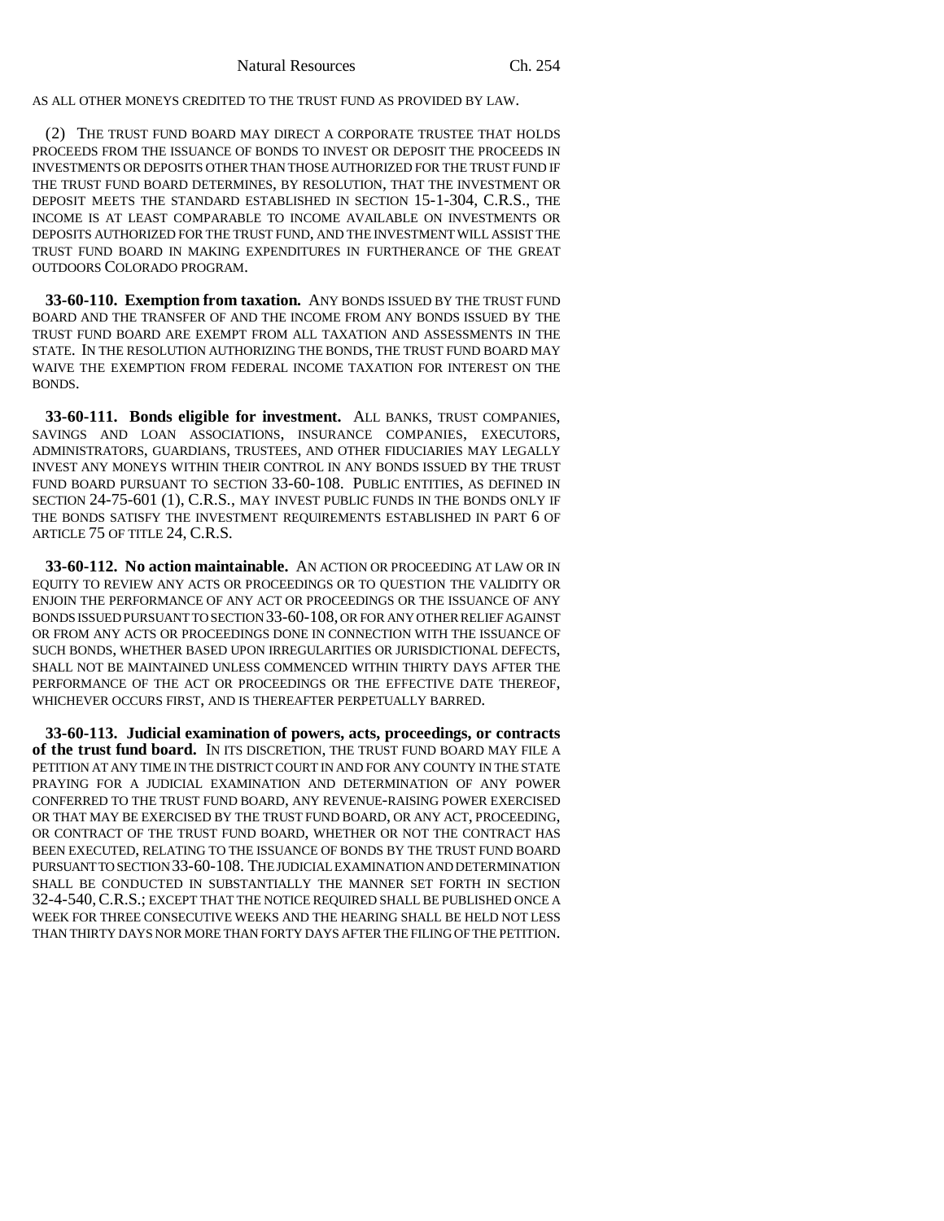AS ALL OTHER MONEYS CREDITED TO THE TRUST FUND AS PROVIDED BY LAW.

(2) THE TRUST FUND BOARD MAY DIRECT A CORPORATE TRUSTEE THAT HOLDS PROCEEDS FROM THE ISSUANCE OF BONDS TO INVEST OR DEPOSIT THE PROCEEDS IN INVESTMENTS OR DEPOSITS OTHER THAN THOSE AUTHORIZED FOR THE TRUST FUND IF THE TRUST FUND BOARD DETERMINES, BY RESOLUTION, THAT THE INVESTMENT OR DEPOSIT MEETS THE STANDARD ESTABLISHED IN SECTION 15-1-304, C.R.S., THE INCOME IS AT LEAST COMPARABLE TO INCOME AVAILABLE ON INVESTMENTS OR DEPOSITS AUTHORIZED FOR THE TRUST FUND, AND THE INVESTMENT WILL ASSIST THE TRUST FUND BOARD IN MAKING EXPENDITURES IN FURTHERANCE OF THE GREAT OUTDOORS COLORADO PROGRAM.

**33-60-110. Exemption from taxation.** ANY BONDS ISSUED BY THE TRUST FUND BOARD AND THE TRANSFER OF AND THE INCOME FROM ANY BONDS ISSUED BY THE TRUST FUND BOARD ARE EXEMPT FROM ALL TAXATION AND ASSESSMENTS IN THE STATE. IN THE RESOLUTION AUTHORIZING THE BONDS, THE TRUST FUND BOARD MAY WAIVE THE EXEMPTION FROM FEDERAL INCOME TAXATION FOR INTEREST ON THE BONDS.

**33-60-111. Bonds eligible for investment.** ALL BANKS, TRUST COMPANIES, SAVINGS AND LOAN ASSOCIATIONS, INSURANCE COMPANIES, EXECUTORS, ADMINISTRATORS, GUARDIANS, TRUSTEES, AND OTHER FIDUCIARIES MAY LEGALLY INVEST ANY MONEYS WITHIN THEIR CONTROL IN ANY BONDS ISSUED BY THE TRUST FUND BOARD PURSUANT TO SECTION 33-60-108. PUBLIC ENTITIES, AS DEFINED IN SECTION 24-75-601 (1), C.R.S., MAY INVEST PUBLIC FUNDS IN THE BONDS ONLY IF THE BONDS SATISFY THE INVESTMENT REQUIREMENTS ESTABLISHED IN PART 6 OF ARTICLE 75 OF TITLE 24, C.R.S.

**33-60-112. No action maintainable.** AN ACTION OR PROCEEDING AT LAW OR IN EQUITY TO REVIEW ANY ACTS OR PROCEEDINGS OR TO QUESTION THE VALIDITY OR ENJOIN THE PERFORMANCE OF ANY ACT OR PROCEEDINGS OR THE ISSUANCE OF ANY BONDS ISSUED PURSUANT TO SECTION 33-60-108, OR FOR ANY OTHER RELIEF AGAINST OR FROM ANY ACTS OR PROCEEDINGS DONE IN CONNECTION WITH THE ISSUANCE OF SUCH BONDS, WHETHER BASED UPON IRREGULARITIES OR JURISDICTIONAL DEFECTS, SHALL NOT BE MAINTAINED UNLESS COMMENCED WITHIN THIRTY DAYS AFTER THE PERFORMANCE OF THE ACT OR PROCEEDINGS OR THE EFFECTIVE DATE THEREOF, WHICHEVER OCCURS FIRST, AND IS THEREAFTER PERPETUALLY BARRED.

**33-60-113. Judicial examination of powers, acts, proceedings, or contracts of the trust fund board.** IN ITS DISCRETION, THE TRUST FUND BOARD MAY FILE A PETITION AT ANY TIME IN THE DISTRICT COURT IN AND FOR ANY COUNTY IN THE STATE PRAYING FOR A JUDICIAL EXAMINATION AND DETERMINATION OF ANY POWER CONFERRED TO THE TRUST FUND BOARD, ANY REVENUE-RAISING POWER EXERCISED OR THAT MAY BE EXERCISED BY THE TRUST FUND BOARD, OR ANY ACT, PROCEEDING, OR CONTRACT OF THE TRUST FUND BOARD, WHETHER OR NOT THE CONTRACT HAS BEEN EXECUTED, RELATING TO THE ISSUANCE OF BONDS BY THE TRUST FUND BOARD PURSUANT TO SECTION 33-60-108. THE JUDICIAL EXAMINATION AND DETERMINATION SHALL BE CONDUCTED IN SUBSTANTIALLY THE MANNER SET FORTH IN SECTION 32-4-540, C.R.S.; EXCEPT THAT THE NOTICE REQUIRED SHALL BE PUBLISHED ONCE A WEEK FOR THREE CONSECUTIVE WEEKS AND THE HEARING SHALL BE HELD NOT LESS THAN THIRTY DAYS NOR MORE THAN FORTY DAYS AFTER THE FILING OF THE PETITION.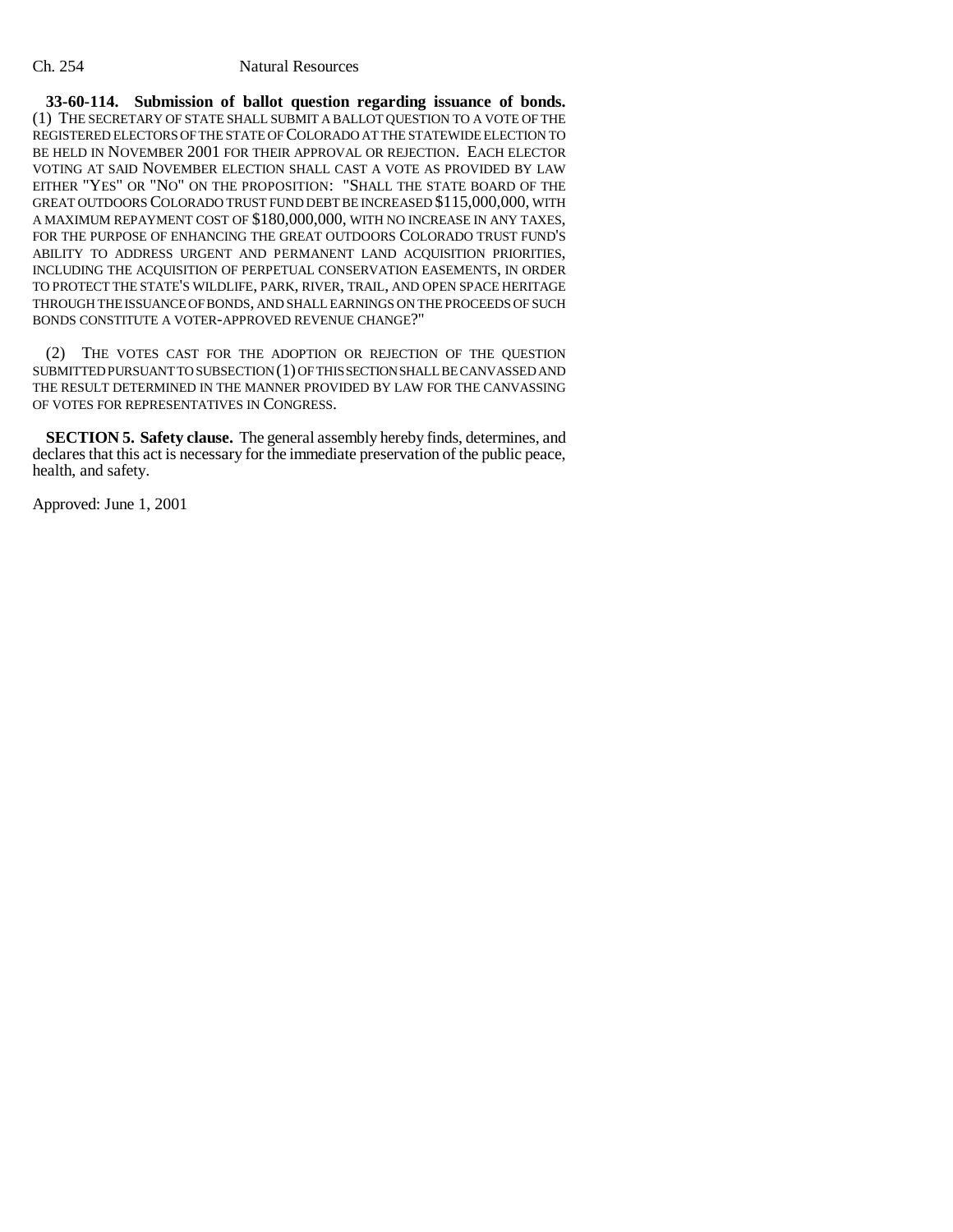**33-60-114. Submission of ballot question regarding issuance of bonds.** (1) THE SECRETARY OF STATE SHALL SUBMIT A BALLOT QUESTION TO A VOTE OF THE REGISTERED ELECTORS OF THE STATE OF COLORADO AT THE STATEWIDE ELECTION TO BE HELD IN NOVEMBER 2001 FOR THEIR APPROVAL OR REJECTION. EACH ELECTOR VOTING AT SAID NOVEMBER ELECTION SHALL CAST A VOTE AS PROVIDED BY LAW EITHER "YES" OR "NO" ON THE PROPOSITION: "SHALL THE STATE BOARD OF THE GREAT OUTDOORS COLORADO TRUST FUND DEBT BE INCREASED $115,000,000, WITH A MAXIMUM REPAYMENT COST OF $180,000,000, WITH NO INCREASE IN ANY TAXES, FOR THE PURPOSE OF ENHANCING THE GREAT OUTDOORS COLORADO TRUST FUND'S ABILITY TO ADDRESS URGENT AND PERMANENT LAND ACQUISITION PRIORITIES, INCLUDING THE ACQUISITION OF PERPETUAL CONSERVATION EASEMENTS, IN ORDER TO PROTECT THE STATE'S WILDLIFE, PARK, RIVER, TRAIL, AND OPEN SPACE HERITAGE THROUGH THE ISSUANCE OF BONDS, AND SHALL EARNINGS ON THE PROCEEDS OF SUCH BONDS CONSTITUTE A VOTER-APPROVED REVENUE CHANGE?"

(2) THE VOTES CAST FOR THE ADOPTION OR REJECTION OF THE QUESTION SUBMITTED PURSUANT TO SUBSECTION (1) OF THIS SECTION SHALL BE CANVASSED AND THE RESULT DETERMINED IN THE MANNER PROVIDED BY LAW FOR THE CANVASSING OF VOTES FOR REPRESENTATIVES IN CONGRESS.

**SECTION 5. Safety clause.** The general assembly hereby finds, determines, and declares that this act is necessary for the immediate preservation of the public peace, health, and safety.

Approved: June 1, 2001